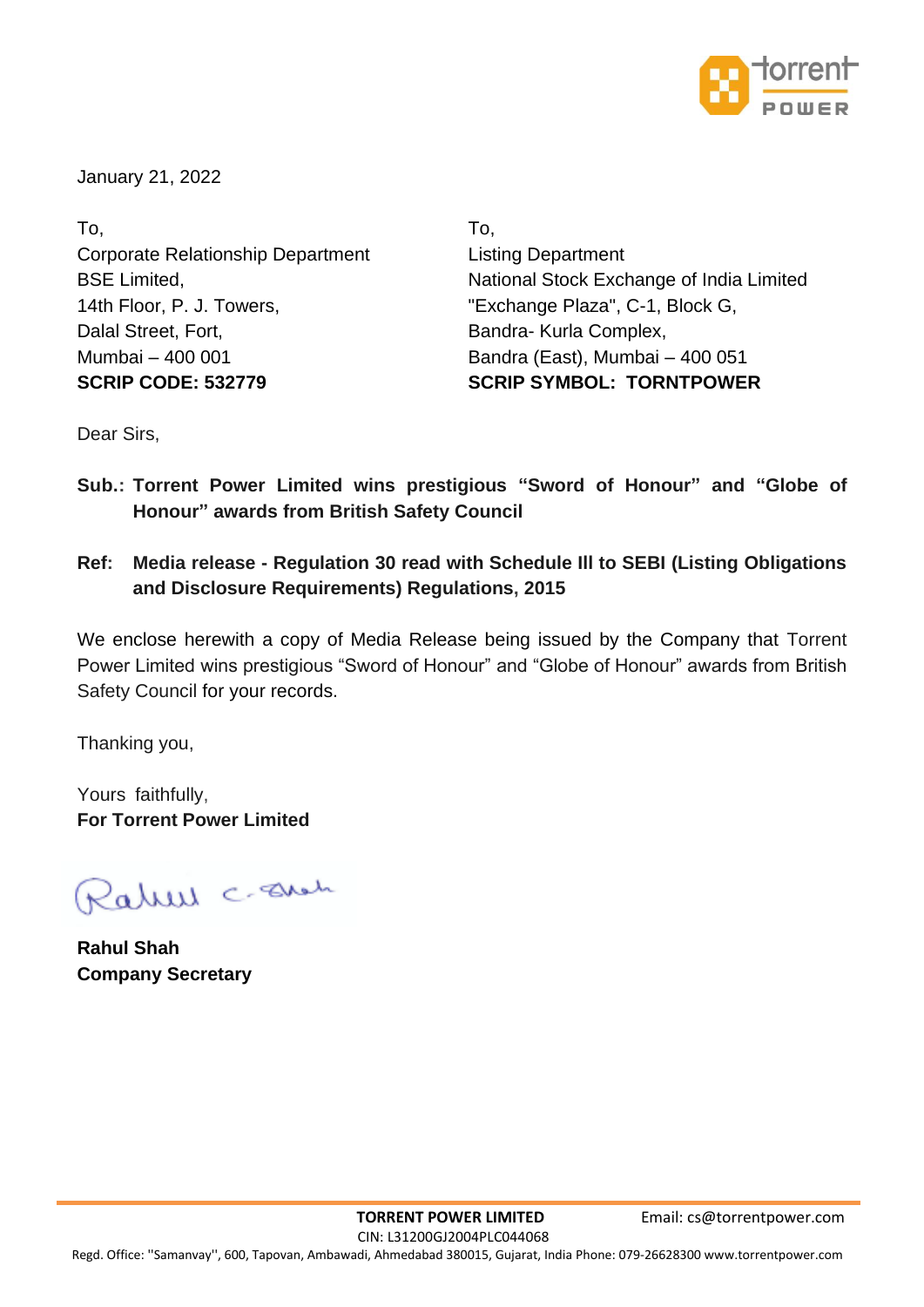January 21, 2022

To,
Corporate Relationship Department
BSE Limited,
14th Floor, P. J. Towers,
Dalal Street, Fort,
Mumbai – 400 001
**SCRIP CODE: 532779**

To,
Listing Department
National Stock Exchange of India Limited
"Exchange Plaza", C-1, Block G,
Bandra- Kurla Complex,
Bandra (East), Mumbai – 400 051
**SCRIP SYMBOL: TORNTPOWER**

Dear Sirs,

**Sub.: Torrent Power Limited wins prestigious "Sword of Honour" and "Globe of Honour" awards from British Safety Council**

**Ref: Media release - Regulation 30 read with Schedule III to SEBI (Listing Obligations and Disclosure Requirements) Regulations, 2015**

We enclose herewith a copy of Media Release being issued by the Company that Torrent Power Limited wins prestigious "Sword of Honour" and "Globe of Honour" awards from British Safety Council for your records.

Thanking you,

Yours faithfully,
**For Torrent Power Limited**

**Rahul Shah**
**Company Secretary**

**TORRENT POWER LIMITED** Email: cs@torrentpower.com
CIN: L31200GJ2004PLC044068
Regd. Office: "Samanvay", 600, Tapovan, Ambawadi, Ahmedabad 380015, Gujarat, India Phone: 079-26628300 www.torrentpower.com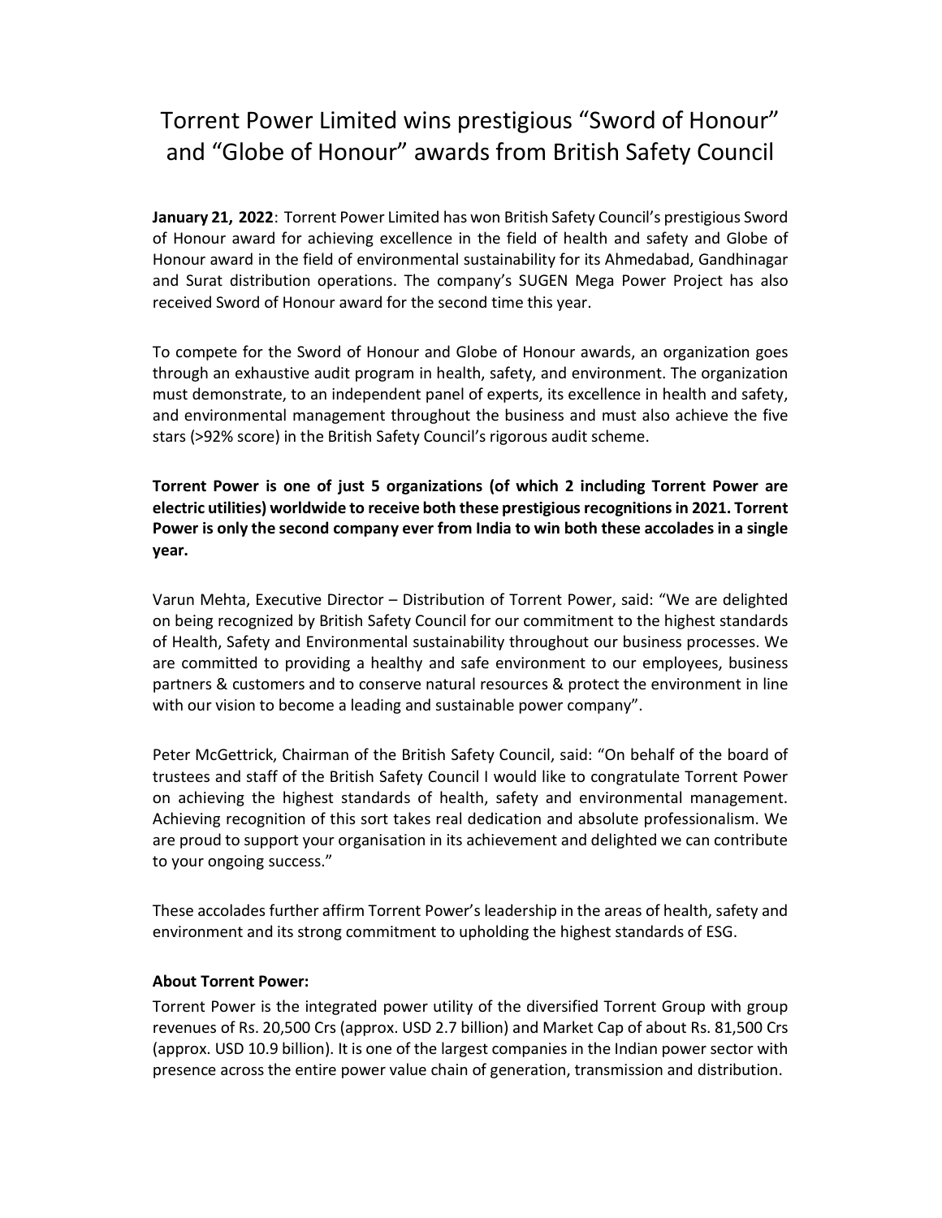# Torrent Power Limited wins prestigious “Sword of Honour” and “Globe of Honour” awards from British Safety Council

**January 21, 2022**: Torrent Power Limited has won British Safety Council’s prestigious Sword of Honour award for achieving excellence in the field of health and safety and Globe of Honour award in the field of environmental sustainability for its Ahmedabad, Gandhinagar and Surat distribution operations. The company’s SUGEN Mega Power Project has also received Sword of Honour award for the second time this year.

To compete for the Sword of Honour and Globe of Honour awards, an organization goes through an exhaustive audit program in health, safety, and environment. The organization must demonstrate, to an independent panel of experts, its excellence in health and safety, and environmental management throughout the business and must also achieve the five stars (>92% score) in the British Safety Council’s rigorous audit scheme.

**Torrent Power is one of just 5 organizations (of which 2 including Torrent Power are electric utilities) worldwide to receive both these prestigious recognitions in 2021. Torrent Power is only the second company ever from India to win both these accolades in a single year.**

Varun Mehta, Executive Director – Distribution of Torrent Power, said: “We are delighted on being recognized by British Safety Council for our commitment to the highest standards of Health, Safety and Environmental sustainability throughout our business processes. We are committed to providing a healthy and safe environment to our employees, business partners & customers and to conserve natural resources & protect the environment in line with our vision to become a leading and sustainable power company”.

Peter McGettrick, Chairman of the British Safety Council, said: “On behalf of the board of trustees and staff of the British Safety Council I would like to congratulate Torrent Power on achieving the highest standards of health, safety and environmental management. Achieving recognition of this sort takes real dedication and absolute professionalism. We are proud to support your organisation in its achievement and delighted we can contribute to your ongoing success.”

These accolades further affirm Torrent Power’s leadership in the areas of health, safety and environment and its strong commitment to upholding the highest standards of ESG.

**About Torrent Power:**

Torrent Power is the integrated power utility of the diversified Torrent Group with group revenues of Rs. 20,500 Crs (approx. USD 2.7 billion) and Market Cap of about Rs. 81,500 Crs (approx. USD 10.9 billion). It is one of the largest companies in the Indian power sector with presence across the entire power value chain of generation, transmission and distribution.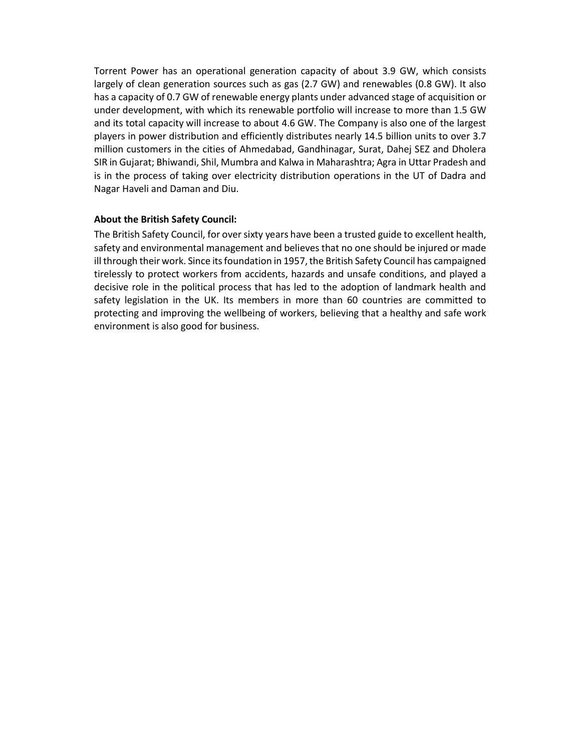Torrent Power has an operational generation capacity of about 3.9 GW, which consists largely of clean generation sources such as gas (2.7 GW) and renewables (0.8 GW). It also has a capacity of 0.7 GW of renewable energy plants under advanced stage of acquisition or under development, with which its renewable portfolio will increase to more than 1.5 GW and its total capacity will increase to about 4.6 GW. The Company is also one of the largest players in power distribution and efficiently distributes nearly 14.5 billion units to over 3.7 million customers in the cities of Ahmedabad, Gandhinagar, Surat, Dahej SEZ and Dholera SIR in Gujarat; Bhiwandi, Shil, Mumbra and Kalwa in Maharashtra; Agra in Uttar Pradesh and is in the process of taking over electricity distribution operations in the UT of Dadra and Nagar Haveli and Daman and Diu.

**About the British Safety Council:**

The British Safety Council, for over sixty years have been a trusted guide to excellent health, safety and environmental management and believes that no one should be injured or made ill through their work. Since its foundation in 1957, the British Safety Council has campaigned tirelessly to protect workers from accidents, hazards and unsafe conditions, and played a decisive role in the political process that has led to the adoption of landmark health and safety legislation in the UK. Its members in more than 60 countries are committed to protecting and improving the wellbeing of workers, believing that a healthy and safe work environment is also good for business.